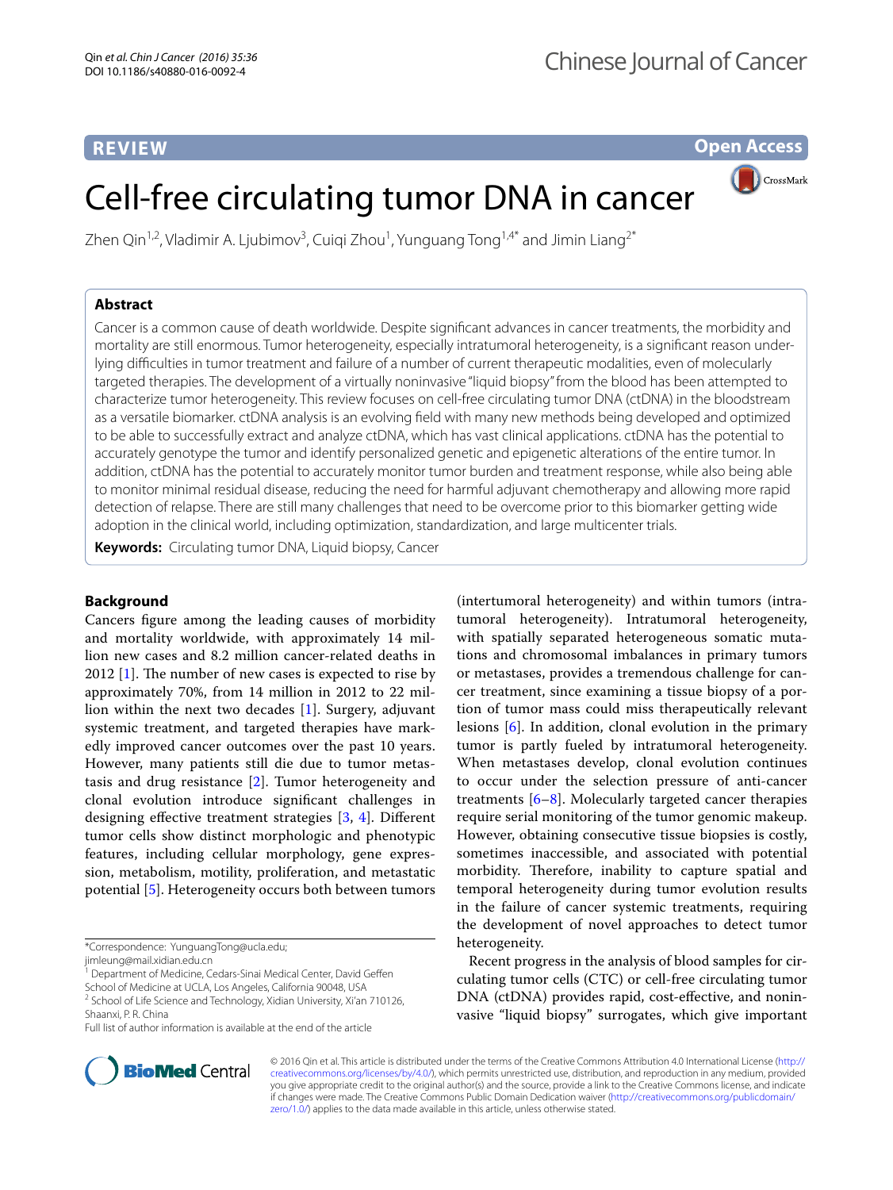REVIEW

Open Access

# Cell-free circulating tumor DNA in cancer

Zhen Qin[1,2], Vladimir A. Ljubimov[3], Cuiqi Zhou[1], Yunguang Tong[1,4*] and Jimin Liang[2*]

## Abstract

Cancer is a common cause of death worldwide. Despite significant advances in cancer treatments, the morbidity and mortality are still enormous. Tumor heterogeneity, especially intratumoral heterogeneity, is a significant reason underlying difficulties in tumor treatment and failure of a number of current therapeutic modalities, even of molecularly targeted therapies. The development of a virtually noninvasive "liquid biopsy" from the blood has been attempted to characterize tumor heterogeneity. This review focuses on cell-free circulating tumor DNA (ctDNA) in the bloodstream as a versatile biomarker. ctDNA analysis is an evolving field with many new methods being developed and optimized to be able to successfully extract and analyze ctDNA, which has vast clinical applications. ctDNA has the potential to accurately genotype the tumor and identify personalized genetic and epigenetic alterations of the entire tumor. In addition, ctDNA has the potential to accurately monitor tumor burden and treatment response, while also being able to monitor minimal residual disease, reducing the need for harmful adjuvant chemotherapy and allowing more rapid detection of relapse. There are still many challenges that need to be overcome prior to this biomarker getting wide adoption in the clinical world, including optimization, standardization, and large multicenter trials.

**Keywords:** Circulating tumor DNA, Liquid biopsy, Cancer

## Background

Cancers figure among the leading causes of morbidity and mortality worldwide, with approximately 14 million new cases and 8.2 million cancer-related deaths in 2012 [1]. The number of new cases is expected to rise by approximately 70%, from 14 million in 2012 to 22 million within the next two decades [1]. Surgery, adjuvant systemic treatment, and targeted therapies have markedly improved cancer outcomes over the past 10 years. However, many patients still die due to tumor metastasis and drug resistance [2]. Tumor heterogeneity and clonal evolution introduce significant challenges in designing effective treatment strategies [3, 4]. Different tumor cells show distinct morphologic and phenotypic features, including cellular morphology, gene expression, metabolism, motility, proliferation, and metastatic potential [5]. Heterogeneity occurs both between tumors (intertumoral heterogeneity) and within tumors (intratumoral heterogeneity). Intratumoral heterogeneity, with spatially separated heterogeneous somatic mutations and chromosomal imbalances in primary tumors or metastases, provides a tremendous challenge for cancer treatment, since examining a tissue biopsy of a portion of tumor mass could miss therapeutically relevant lesions [6]. In addition, clonal evolution in the primary tumor is partly fueled by intratumoral heterogeneity. When metastases develop, clonal evolution continues to occur under the selection pressure of anti-cancer treatments [6–8]. Molecularly targeted cancer therapies require serial monitoring of the tumor genomic makeup. However, obtaining consecutive tissue biopsies is costly, sometimes inaccessible, and associated with potential morbidity. Therefore, inability to capture spatial and temporal heterogeneity during tumor evolution results in the failure of cancer systemic treatments, requiring the development of novel approaches to detect tumor heterogeneity.

Recent progress in the analysis of blood samples for circulating tumor cells (CTC) or cell-free circulating tumor DNA (ctDNA) provides rapid, cost-effective, and noninvasive "liquid biopsy" surrogates, which give important

*Correspondence: YunguangTong@ucla.edu; jimleung@mail.xidian.edu.cn
[1] Department of Medicine, Cedars-Sinai Medical Center, David Geffen School of Medicine at UCLA, Los Angeles, California 90048, USA
[2] School of Life Science and Technology, Xidian University, Xi'an 710126, Shaanxi, P. R. China
Full list of author information is available at the end of the article

© 2016 Qin et al. This article is distributed under the terms of the Creative Commons Attribution 4.0 International License (http://creativecommons.org/licenses/by/4.0/), which permits unrestricted use, distribution, and reproduction in any medium, provided you give appropriate credit to the original author(s) and the source, provide a link to the Creative Commons license, and indicate if changes were made. The Creative Commons Public Domain Dedication waiver (http://creativecommons.org/publicdomain/zero/1.0/) applies to the data made available in this article, unless otherwise stated.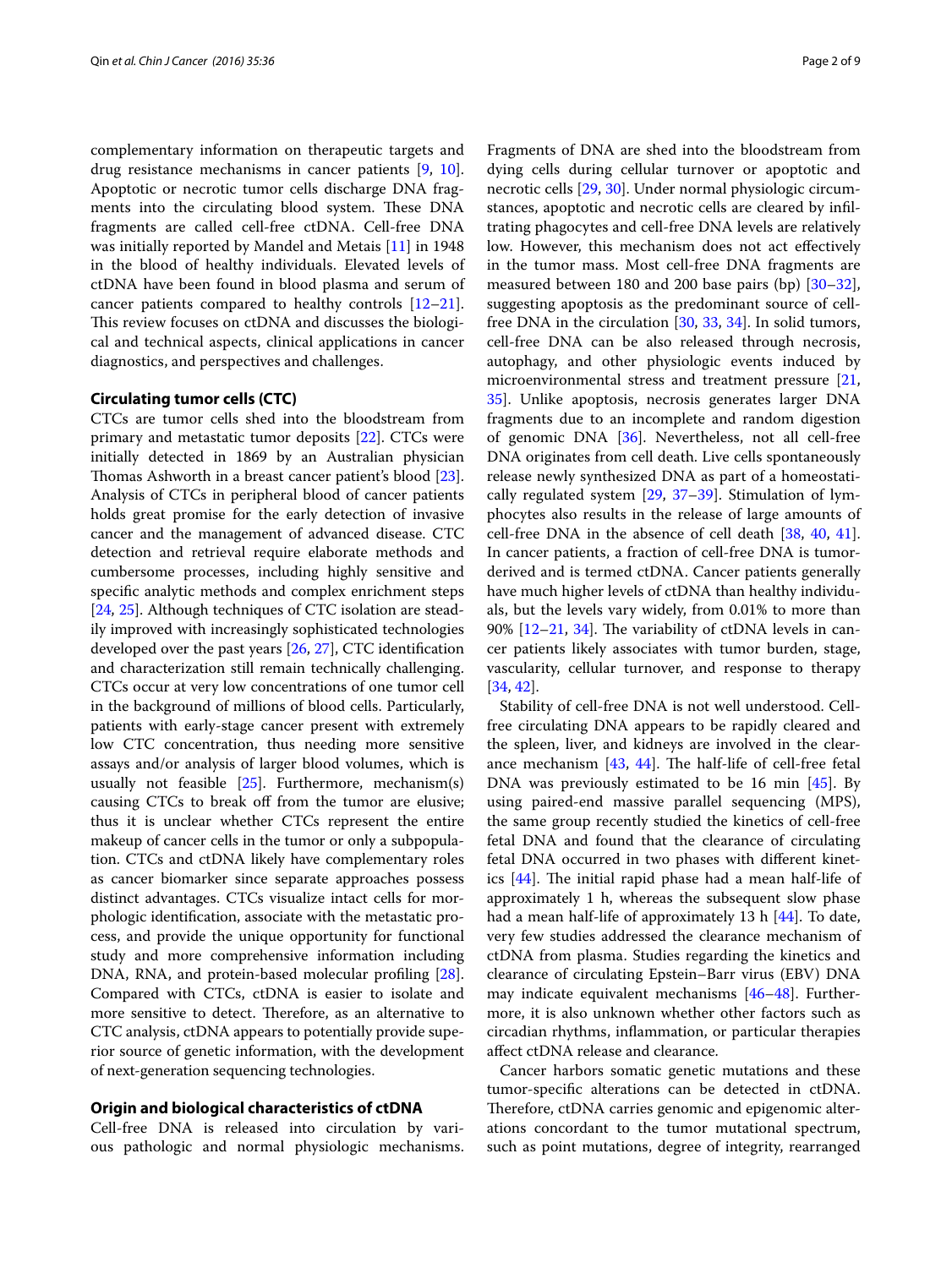complementary information on therapeutic targets and drug resistance mechanisms in cancer patients [9, 10]. Apoptotic or necrotic tumor cells discharge DNA fragments into the circulating blood system. These DNA fragments are called cell-free ctDNA. Cell-free DNA was initially reported by Mandel and Metais [11] in 1948 in the blood of healthy individuals. Elevated levels of ctDNA have been found in blood plasma and serum of cancer patients compared to healthy controls [12–21]. This review focuses on ctDNA and discusses the biological and technical aspects, clinical applications in cancer diagnostics, and perspectives and challenges.

## Circulating tumor cells (CTC)

CTCs are tumor cells shed into the bloodstream from primary and metastatic tumor deposits [22]. CTCs were initially detected in 1869 by an Australian physician Thomas Ashworth in a breast cancer patient's blood [23]. Analysis of CTCs in peripheral blood of cancer patients holds great promise for the early detection of invasive cancer and the management of advanced disease. CTC detection and retrieval require elaborate methods and cumbersome processes, including highly sensitive and specific analytic methods and complex enrichment steps [24, 25]. Although techniques of CTC isolation are steadily improved with increasingly sophisticated technologies developed over the past years [26, 27], CTC identification and characterization still remain technically challenging. CTCs occur at very low concentrations of one tumor cell in the background of millions of blood cells. Particularly, patients with early-stage cancer present with extremely low CTC concentration, thus needing more sensitive assays and/or analysis of larger blood volumes, which is usually not feasible [25]. Furthermore, mechanism(s) causing CTCs to break off from the tumor are elusive; thus it is unclear whether CTCs represent the entire makeup of cancer cells in the tumor or only a subpopulation. CTCs and ctDNA likely have complementary roles as cancer biomarker since separate approaches possess distinct advantages. CTCs visualize intact cells for morphologic identification, associate with the metastatic process, and provide the unique opportunity for functional study and more comprehensive information including DNA, RNA, and protein-based molecular profiling [28]. Compared with CTCs, ctDNA is easier to isolate and more sensitive to detect. Therefore, as an alternative to CTC analysis, ctDNA appears to potentially provide superior source of genetic information, with the development of next-generation sequencing technologies.

## Origin and biological characteristics of ctDNA

Cell-free DNA is released into circulation by various pathologic and normal physiologic mechanisms. Fragments of DNA are shed into the bloodstream from dying cells during cellular turnover or apoptotic and necrotic cells [29, 30]. Under normal physiologic circumstances, apoptotic and necrotic cells are cleared by infiltrating phagocytes and cell-free DNA levels are relatively low. However, this mechanism does not act effectively in the tumor mass. Most cell-free DNA fragments are measured between 180 and 200 base pairs (bp) [30–32], suggesting apoptosis as the predominant source of cell-free DNA in the circulation [30, 33, 34]. In solid tumors, cell-free DNA can be also released through necrosis, autophagy, and other physiologic events induced by microenvironmental stress and treatment pressure [21, 35]. Unlike apoptosis, necrosis generates larger DNA fragments due to an incomplete and random digestion of genomic DNA [36]. Nevertheless, not all cell-free DNA originates from cell death. Live cells spontaneously release newly synthesized DNA as part of a homeostatically regulated system [29, 37–39]. Stimulation of lymphocytes also results in the release of large amounts of cell-free DNA in the absence of cell death [38, 40, 41]. In cancer patients, a fraction of cell-free DNA is tumor-derived and is termed ctDNA. Cancer patients generally have much higher levels of ctDNA than healthy individuals, but the levels vary widely, from 0.01% to more than 90% [12–21, 34]. The variability of ctDNA levels in cancer patients likely associates with tumor burden, stage, vascularity, cellular turnover, and response to therapy [34, 42].

Stability of cell-free DNA is not well understood. Cell-free circulating DNA appears to be rapidly cleared and the spleen, liver, and kidneys are involved in the clearance mechanism [43, 44]. The half-life of cell-free fetal DNA was previously estimated to be 16 min [45]. By using paired-end massive parallel sequencing (MPS), the same group recently studied the kinetics of cell-free fetal DNA and found that the clearance of circulating fetal DNA occurred in two phases with different kinetics [44]. The initial rapid phase had a mean half-life of approximately 1 h, whereas the subsequent slow phase had a mean half-life of approximately 13 h [44]. To date, very few studies addressed the clearance mechanism of ctDNA from plasma. Studies regarding the kinetics and clearance of circulating Epstein–Barr virus (EBV) DNA may indicate equivalent mechanisms [46–48]. Furthermore, it is also unknown whether other factors such as circadian rhythms, inflammation, or particular therapies affect ctDNA release and clearance.

Cancer harbors somatic genetic mutations and these tumor-specific alterations can be detected in ctDNA. Therefore, ctDNA carries genomic and epigenomic alterations concordant to the tumor mutational spectrum, such as point mutations, degree of integrity, rearranged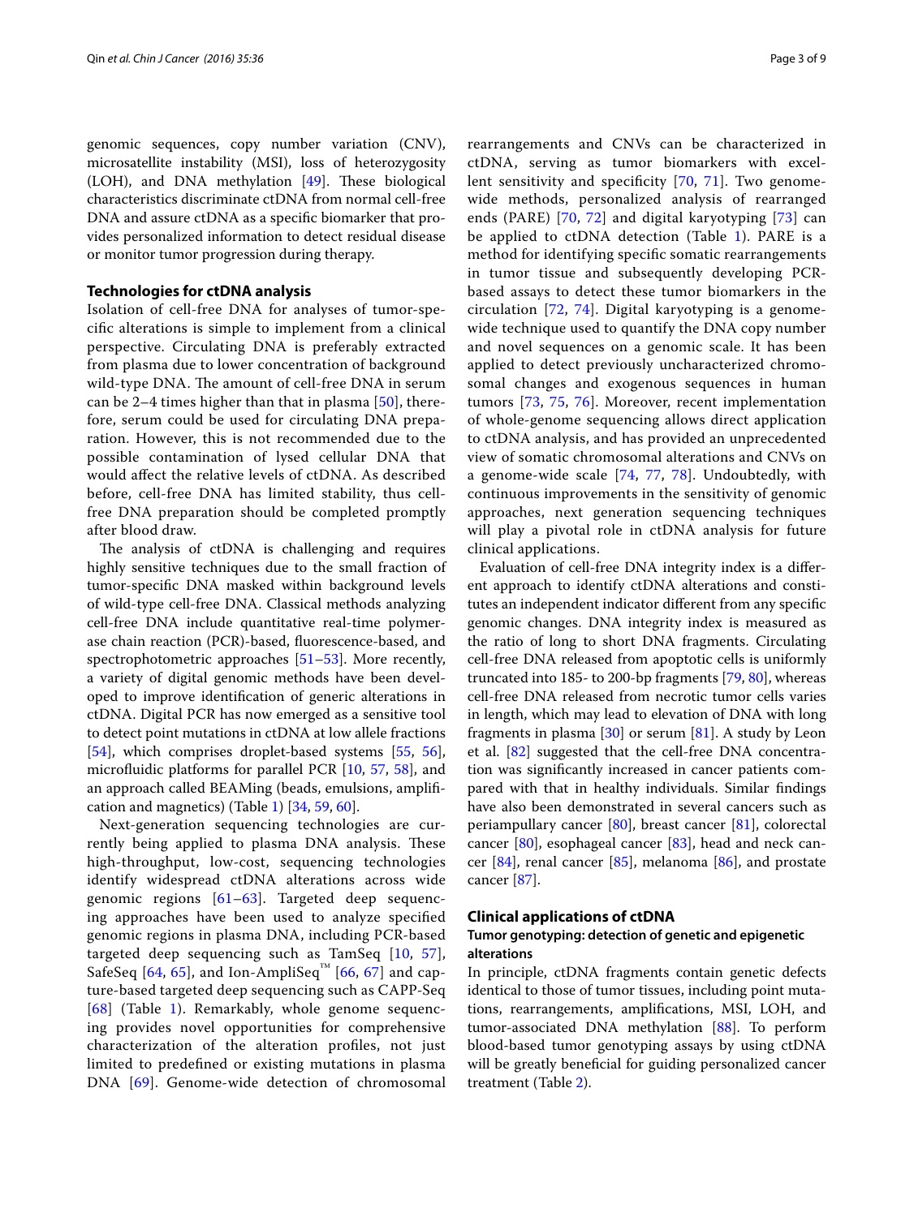genomic sequences, copy number variation (CNV), microsatellite instability (MSI), loss of heterozygosity (LOH), and DNA methylation [49]. These biological characteristics discriminate ctDNA from normal cell-free DNA and assure ctDNA as a specific biomarker that provides personalized information to detect residual disease or monitor tumor progression during therapy.

## Technologies for ctDNA analysis

Isolation of cell-free DNA for analyses of tumor-specific alterations is simple to implement from a clinical perspective. Circulating DNA is preferably extracted from plasma due to lower concentration of background wild-type DNA. The amount of cell-free DNA in serum can be 2–4 times higher than that in plasma [50], therefore, serum could be used for circulating DNA preparation. However, this is not recommended due to the possible contamination of lysed cellular DNA that would affect the relative levels of ctDNA. As described before, cell-free DNA has limited stability, thus cell-free DNA preparation should be completed promptly after blood draw.

The analysis of ctDNA is challenging and requires highly sensitive techniques due to the small fraction of tumor-specific DNA masked within background levels of wild-type cell-free DNA. Classical methods analyzing cell-free DNA include quantitative real-time polymerase chain reaction (PCR)-based, fluorescence-based, and spectrophotometric approaches [51–53]. More recently, a variety of digital genomic methods have been developed to improve identification of generic alterations in ctDNA. Digital PCR has now emerged as a sensitive tool to detect point mutations in ctDNA at low allele fractions [54], which comprises droplet-based systems [55, 56], microfluidic platforms for parallel PCR [10, 57, 58], and an approach called BEAMing (beads, emulsions, amplification and magnetics) (Table 1) [34, 59, 60].

Next-generation sequencing technologies are currently being applied to plasma DNA analysis. These high-throughput, low-cost, sequencing technologies identify widespread ctDNA alterations across wide genomic regions [61–63]. Targeted deep sequencing approaches have been used to analyze specified genomic regions in plasma DNA, including PCR-based targeted deep sequencing such as TamSeq [10, 57], SafeSeq [64, 65], and Ion-AmpliSeq™ [66, 67] and capture-based targeted deep sequencing such as CAPP-Seq [68] (Table 1). Remarkably, whole genome sequencing provides novel opportunities for comprehensive characterization of the alteration profiles, not just limited to predefined or existing mutations in plasma DNA [69]. Genome-wide detection of chromosomal rearrangements and CNVs can be characterized in ctDNA, serving as tumor biomarkers with excellent sensitivity and specificity [70, 71]. Two genome-wide methods, personalized analysis of rearranged ends (PARE) [70, 72] and digital karyotyping [73] can be applied to ctDNA detection (Table 1). PARE is a method for identifying specific somatic rearrangements in tumor tissue and subsequently developing PCR-based assays to detect these tumor biomarkers in the circulation [72, 74]. Digital karyotyping is a genome-wide technique used to quantify the DNA copy number and novel sequences on a genomic scale. It has been applied to detect previously uncharacterized chromosomal changes and exogenous sequences in human tumors [73, 75, 76]. Moreover, recent implementation of whole-genome sequencing allows direct application to ctDNA analysis, and has provided an unprecedented view of somatic chromosomal alterations and CNVs on a genome-wide scale [74, 77, 78]. Undoubtedly, with continuous improvements in the sensitivity of genomic approaches, next generation sequencing techniques will play a pivotal role in ctDNA analysis for future clinical applications.

Evaluation of cell-free DNA integrity index is a different approach to identify ctDNA alterations and constitutes an independent indicator different from any specific genomic changes. DNA integrity index is measured as the ratio of long to short DNA fragments. Circulating cell-free DNA released from apoptotic cells is uniformly truncated into 185- to 200-bp fragments [79, 80], whereas cell-free DNA released from necrotic tumor cells varies in length, which may lead to elevation of DNA with long fragments in plasma [30] or serum [81]. A study by Leon et al. [82] suggested that the cell-free DNA concentration was significantly increased in cancer patients compared with that in healthy individuals. Similar findings have also been demonstrated in several cancers such as periampullary cancer [80], breast cancer [81], colorectal cancer [80], esophageal cancer [83], head and neck cancer [84], renal cancer [85], melanoma [86], and prostate cancer [87].

## Clinical applications of ctDNA

### Tumor genotyping: detection of genetic and epigenetic alterations

In principle, ctDNA fragments contain genetic defects identical to those of tumor tissues, including point mutations, rearrangements, amplifications, MSI, LOH, and tumor-associated DNA methylation [88]. To perform blood-based tumor genotyping assays by using ctDNA will be greatly beneficial for guiding personalized cancer treatment (Table 2).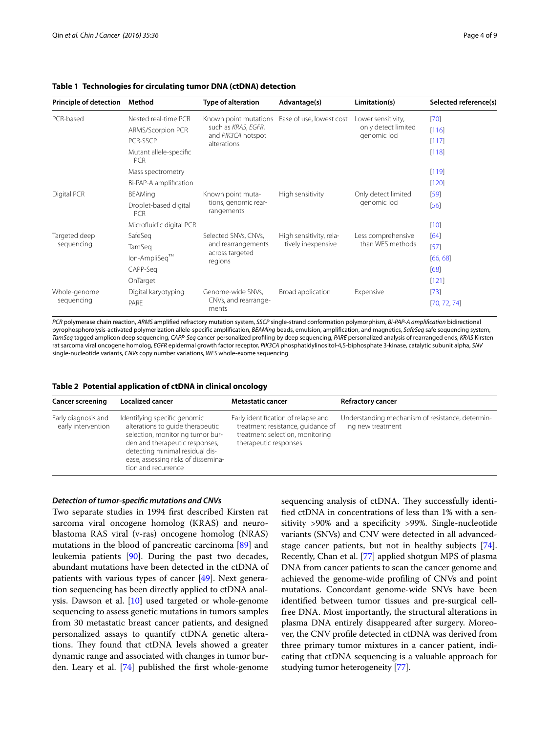**Table 1 Technologies for circulating tumor DNA (ctDNA) detection**

| Principle of detection | Method | Type of alteration | Advantage(s) | Limitation(s) | Selected reference(s) |
|---|---|---|---|---|---|
| PCR-based | Nested real-time PCR | Known point mutations such as *KRAS*, *EGFR*, and *PIK3CA* hotspot alterations | Ease of use, lowest cost | Lower sensitivity, only detect limited genomic loci | [70] |
| | ARMS/Scorpion PCR | | | | [116] |
| | PCR-SSCP | | | | [117] |
| | Mutant allele-specific PCR | | | | [118] |
| | Mass spectrometry | | | | [119] |
| | Bi-PAP-A amplification | | | | [120] |
| Digital PCR | BEAMing | Known point mutations, genomic rearrangements | High sensitivity | Only detect limited genomic loci | [59] |
| | Droplet-based digital PCR | | | | [56] |
| | Microfluidic digital PCR | | | | [10] |
| Targeted deep sequencing | SafeSeq | Selected SNVs, CNVs, and rearrangements across targeted regions | High sensitivity, relatively inexpensive | Less comprehensive than WES methods | [64] |
| | TamSeq | | | | [57] |
| | Ion-AmpliSeq™ | | | | [66, 68] |
| | CAPP-Seq | | | | [68] |
| | OnTarget | | | | [121] |
| Whole-genome sequencing | Digital karyotyping | Genome-wide SNVs, CNVs, and rearrangements | Broad application | Expensive | [73] |
| | PARE | | | | [70, 72, 74] |

*PCR* polymerase chain reaction, *ARMS* amplified refractory mutation system, *SSCP* single-strand conformation polymorphism, *Bi-PAP-A amplification* bidirectional pyrophosphorolysis-activated polymerization allele-specific amplification, *BEAMing* beads, emulsion, amplification, and magnetics, *SafeSeq* safe sequencing system, *TamSeq* tagged amplicon deep sequencing, *CAPP-Seq* cancer personalized profiling by deep sequencing, *PARE* personalized analysis of rearranged ends, *KRAS* Kirsten rat sarcoma viral oncogene homolog, *EGFR* epidermal growth factor receptor, *PIK3CA* phosphatidylinositol-4,5-biphosphate 3-kinase, catalytic subunit alpha, *SNV* single-nucleotide variants, *CNVs* copy number variations, *WES* whole-exome sequencing

**Table 2 Potential application of ctDNA in clinical oncology**

| Cancer screening | Localized cancer | Metastatic cancer | Refractory cancer |
|---|---|---|---|
| Early diagnosis and early intervention | Identifying specific genomic alterations to guide therapeutic selection, monitoring tumor burden and therapeutic responses, detecting minimal residual disease, assessing risks of dissemination and recurrence | Early identification of relapse and treatment resistance, guidance of treatment selection, monitoring therapeutic responses | Understanding mechanism of resistance, determining new treatment |

### *Detection of tumor-specific mutations and CNVs*

Two separate studies in 1994 first described Kirsten rat sarcoma viral oncogene homolog (KRAS) and neuroblastoma RAS viral (v-ras) oncogene homolog (NRAS) mutations in the blood of pancreatic carcinoma [89] and leukemia patients [90]. During the past two decades, abundant mutations have been detected in the ctDNA of patients with various types of cancer [49]. Next generation sequencing has been directly applied to ctDNA analysis. Dawson et al. [10] used targeted or whole-genome sequencing to assess genetic mutations in tumors samples from 30 metastatic breast cancer patients, and designed personalized assays to quantify ctDNA genetic alterations. They found that ctDNA levels showed a greater dynamic range and associated with changes in tumor burden. Leary et al. [74] published the first whole-genome sequencing analysis of ctDNA. They successfully identified ctDNA in concentrations of less than 1% with a sensitivity >90% and a specificity >99%. Single-nucleotide variants (SNVs) and CNV were detected in all advanced-stage cancer patients, but not in healthy subjects [74]. Recently, Chan et al. [77] applied shotgun MPS of plasma DNA from cancer patients to scan the cancer genome and achieved the genome-wide profiling of CNVs and point mutations. Concordant genome-wide SNVs have been identified between tumor tissues and pre-surgical cell-free DNA. Most importantly, the structural alterations in plasma DNA entirely disappeared after surgery. Moreover, the CNV profile detected in ctDNA was derived from three primary tumor mixtures in a cancer patient, indicating that ctDNA sequencing is a valuable approach for studying tumor heterogeneity [77].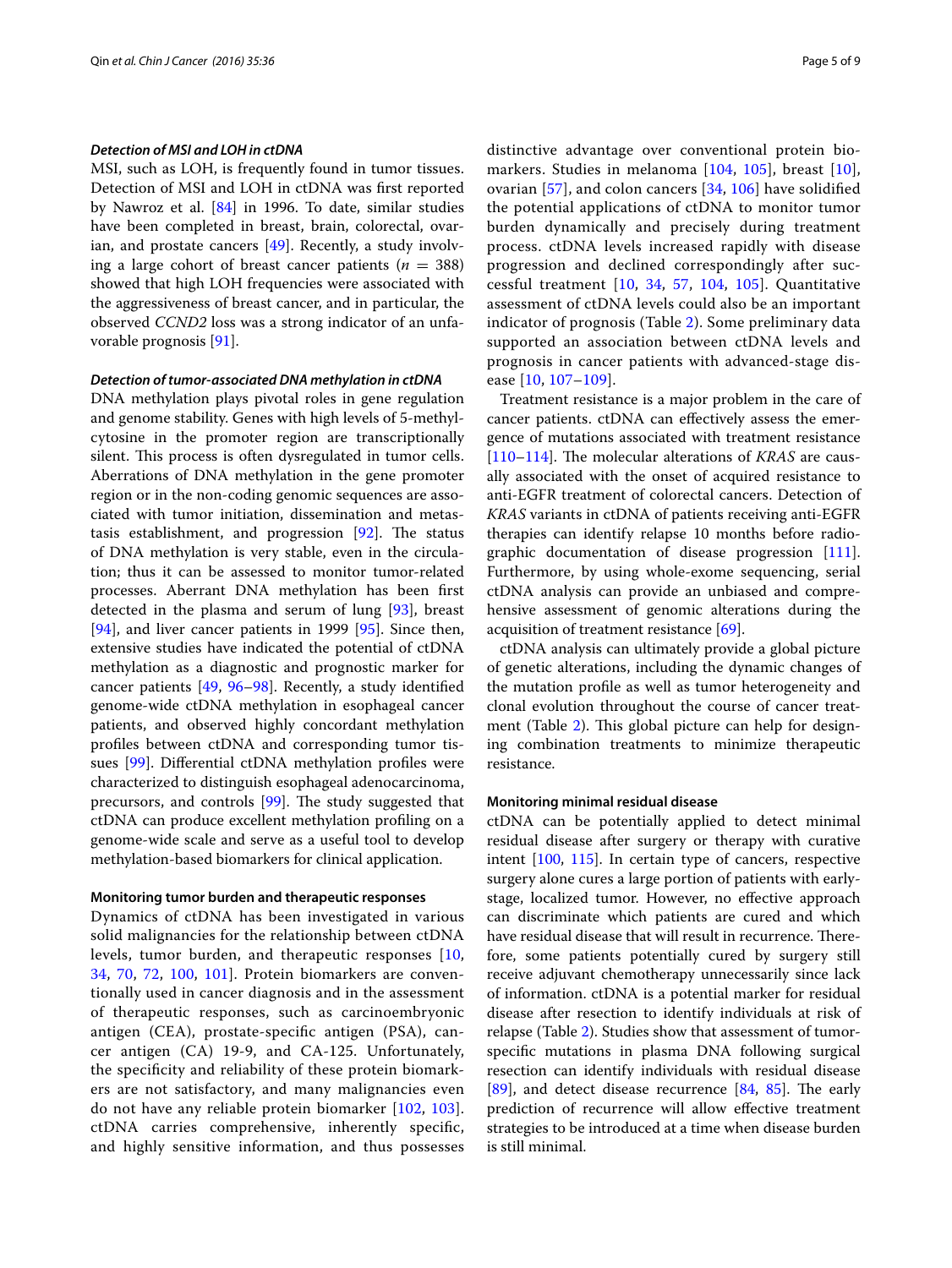#### *Detection of MSI and LOH in ctDNA*

MSI, such as LOH, is frequently found in tumor tissues. Detection of MSI and LOH in ctDNA was first reported by Nawroz et al. [84] in 1996. To date, similar studies have been completed in breast, brain, colorectal, ovarian, and prostate cancers [49]. Recently, a study involving a large cohort of breast cancer patients ($n = 388$) showed that high LOH frequencies were associated with the aggressiveness of breast cancer, and in particular, the observed *CCND2* loss was a strong indicator of an unfavorable prognosis [91].

#### *Detection of tumor-associated DNA methylation in ctDNA*

DNA methylation plays pivotal roles in gene regulation and genome stability. Genes with high levels of 5-methylcytosine in the promoter region are transcriptionally silent. This process is often dysregulated in tumor cells. Aberrations of DNA methylation in the gene promoter region or in the non-coding genomic sequences are associated with tumor initiation, dissemination and metastasis establishment, and progression [92]. The status of DNA methylation is very stable, even in the circulation; thus it can be assessed to monitor tumor-related processes. Aberrant DNA methylation has been first detected in the plasma and serum of lung [93], breast [94], and liver cancer patients in 1999 [95]. Since then, extensive studies have indicated the potential of ctDNA methylation as a diagnostic and prognostic marker for cancer patients [49, 96–98]. Recently, a study identified genome-wide ctDNA methylation in esophageal cancer patients, and observed highly concordant methylation profiles between ctDNA and corresponding tumor tissues [99]. Differential ctDNA methylation profiles were characterized to distinguish esophageal adenocarcinoma, precursors, and controls [99]. The study suggested that ctDNA can produce excellent methylation profiling on a genome-wide scale and serve as a useful tool to develop methylation-based biomarkers for clinical application.

### Monitoring tumor burden and therapeutic responses

Dynamics of ctDNA has been investigated in various solid malignancies for the relationship between ctDNA levels, tumor burden, and therapeutic responses [10, 34, 70, 72, 100, 101]. Protein biomarkers are conventionally used in cancer diagnosis and in the assessment of therapeutic responses, such as carcinoembryonic antigen (CEA), prostate-specific antigen (PSA), cancer antigen (CA) 19-9, and CA-125. Unfortunately, the specificity and reliability of these protein biomarkers are not satisfactory, and many malignancies even do not have any reliable protein biomarker [102, 103]. ctDNA carries comprehensive, inherently specific, and highly sensitive information, and thus possesses distinctive advantage over conventional protein biomarkers. Studies in melanoma [104, 105], breast [10], ovarian [57], and colon cancers [34, 106] have solidified the potential applications of ctDNA to monitor tumor burden dynamically and precisely during treatment process. ctDNA levels increased rapidly with disease progression and declined correspondingly after successful treatment [10, 34, 57, 104, 105]. Quantitative assessment of ctDNA levels could also be an important indicator of prognosis (Table 2). Some preliminary data supported an association between ctDNA levels and prognosis in cancer patients with advanced-stage disease [10, 107–109].

Treatment resistance is a major problem in the care of cancer patients. ctDNA can effectively assess the emergence of mutations associated with treatment resistance [110–114]. The molecular alterations of *KRAS* are causally associated with the onset of acquired resistance to anti-EGFR treatment of colorectal cancers. Detection of *KRAS* variants in ctDNA of patients receiving anti-EGFR therapies can identify relapse 10 months before radiographic documentation of disease progression [111]. Furthermore, by using whole-exome sequencing, serial ctDNA analysis can provide an unbiased and comprehensive assessment of genomic alterations during the acquisition of treatment resistance [69].

ctDNA analysis can ultimately provide a global picture of genetic alterations, including the dynamic changes of the mutation profile as well as tumor heterogeneity and clonal evolution throughout the course of cancer treatment (Table 2). This global picture can help for designing combination treatments to minimize therapeutic resistance.

### Monitoring minimal residual disease

ctDNA can be potentially applied to detect minimal residual disease after surgery or therapy with curative intent [100, 115]. In certain type of cancers, respective surgery alone cures a large portion of patients with early-stage, localized tumor. However, no effective approach can discriminate which patients are cured and which have residual disease that will result in recurrence. Therefore, some patients potentially cured by surgery still receive adjuvant chemotherapy unnecessarily since lack of information. ctDNA is a potential marker for residual disease after resection to identify individuals at risk of relapse (Table 2). Studies show that assessment of tumor-specific mutations in plasma DNA following surgical resection can identify individuals with residual disease [89], and detect disease recurrence [84, 85]. The early prediction of recurrence will allow effective treatment strategies to be introduced at a time when disease burden is still minimal.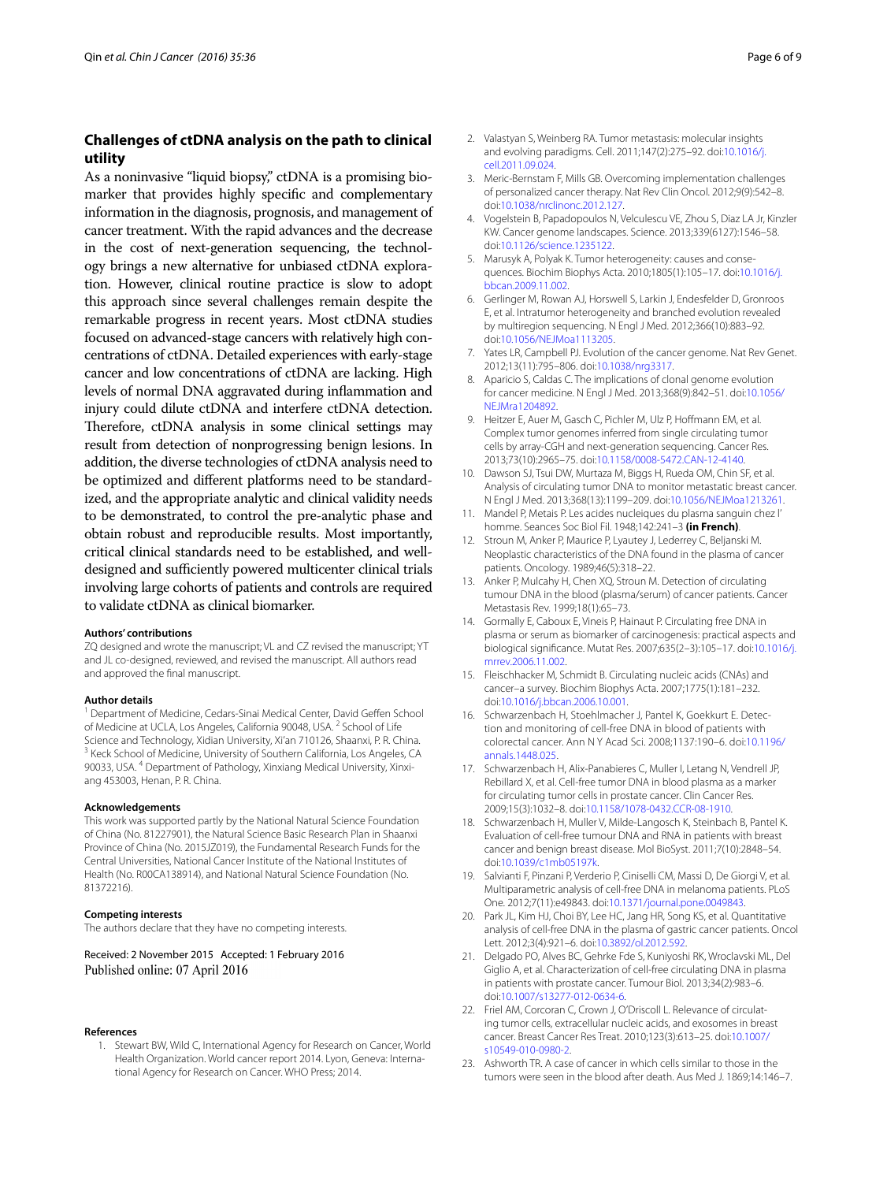## Challenges of ctDNA analysis on the path to clinical utility

As a noninvasive "liquid biopsy," ctDNA is a promising biomarker that provides highly specific and complementary information in the diagnosis, prognosis, and management of cancer treatment. With the rapid advances and the decrease in the cost of next-generation sequencing, the technology brings a new alternative for unbiased ctDNA exploration. However, clinical routine practice is slow to adopt this approach since several challenges remain despite the remarkable progress in recent years. Most ctDNA studies focused on advanced-stage cancers with relatively high concentrations of ctDNA. Detailed experiences with early-stage cancer and low concentrations of ctDNA are lacking. High levels of normal DNA aggravated during inflammation and injury could dilute ctDNA and interfere ctDNA detection. Therefore, ctDNA analysis in some clinical settings may result from detection of nonprogressing benign lesions. In addition, the diverse technologies of ctDNA analysis need to be optimized and different platforms need to be standardized, and the appropriate analytic and clinical validity needs to be demonstrated, to control the pre-analytic phase and obtain robust and reproducible results. Most importantly, critical clinical standards need to be established, and well-designed and sufficiently powered multicenter clinical trials involving large cohorts of patients and controls are required to validate ctDNA as clinical biomarker.

#### Authors' contributions

ZQ designed and wrote the manuscript; VL and CZ revised the manuscript; YT and JL co-designed, reviewed, and revised the manuscript. All authors read and approved the final manuscript.

#### Author details

[1] Department of Medicine, Cedars-Sinai Medical Center, David Geffen School of Medicine at UCLA, Los Angeles, California 90048, USA. [2] School of Life Science and Technology, Xidian University, Xi'an 710126, Shaanxi, P. R. China. [3] Keck School of Medicine, University of Southern California, Los Angeles, CA 90033, USA. [4] Department of Pathology, Xinxiang Medical University, Xinxiang 453003, Henan, P. R. China.

#### Acknowledgements

This work was supported partly by the National Natural Science Foundation of China (No. 81227901), the Natural Science Basic Research Plan in Shaanxi Province of China (No. 2015JZ019), the Fundamental Research Funds for the Central Universities, National Cancer Institute of the National Institutes of Health (No. R00CA138914), and National Natural Science Foundation (No. 81372216).

#### Competing interests

The authors declare that they have no competing interests.

Received: 2 November 2015 Accepted: 1 February 2016
Published online: 07 April 2016

#### References

1. Stewart BW, Wild C, International Agency for Research on Cancer, World Health Organization. World cancer report 2014. Lyon, Geneva: International Agency for Research on Cancer. WHO Press; 2014.
2. Valastyan S, Weinberg RA. Tumor metastasis: molecular insights and evolving paradigms. Cell. 2011;147(2):275–92. doi:10.1016/j.cell.2011.09.024.
3. Meric-Bernstam F, Mills GB. Overcoming implementation challenges of personalized cancer therapy. Nat Rev Clin Oncol. 2012;9(9):542–8. doi:10.1038/nrclinonc.2012.127.
4. Vogelstein B, Papadopoulos N, Velculescu VE, Zhou S, Diaz LA Jr, Kinzler KW. Cancer genome landscapes. Science. 2013;339(6127):1546–58. doi:10.1126/science.1235122.
5. Marusyk A, Polyak K. Tumor heterogeneity: causes and consequences. Biochim Biophys Acta. 2010;1805(1):105–17. doi:10.1016/j.bbcan.2009.11.002.
6. Gerlinger M, Rowan AJ, Horswell S, Larkin J, Endesfelder D, Gronroos E, et al. Intratumor heterogeneity and branched evolution revealed by multiregion sequencing. N Engl J Med. 2012;366(10):883–92. doi:10.1056/NEJMoa1113205.
7. Yates LR, Campbell PJ. Evolution of the cancer genome. Nat Rev Genet. 2012;13(11):795–806. doi:10.1038/nrg3317.
8. Aparicio S, Caldas C. The implications of clonal genome evolution for cancer medicine. N Engl J Med. 2013;368(9):842–51. doi:10.1056/NEJMra1204892.
9. Heitzer E, Auer M, Gasch C, Pichler M, Ulz P, Hoffmann EM, et al. Complex tumor genomes inferred from single circulating tumor cells by array-CGH and next-generation sequencing. Cancer Res. 2013;73(10):2965–75. doi:10.1158/0008-5472.CAN-12-4140.
10. Dawson SJ, Tsui DW, Murtaza M, Biggs H, Rueda OM, Chin SF, et al. Analysis of circulating tumor DNA to monitor metastatic breast cancer. N Engl J Med. 2013;368(13):1199–209. doi:10.1056/NEJMoa1213261.
11. Mandel P, Metais P. Les acides nucleiques du plasma sanguin chez l' homme. Seances Soc Biol Fil. 1948;142:241–3 **(in French)**.
12. Stroun M, Anker P, Maurice P, Lyautey J, Lederrey C, Beljanski M. Neoplastic characteristics of the DNA found in the plasma of cancer patients. Oncology. 1989;46(5):318–22.
13. Anker P, Mulcahy H, Chen XQ, Stroun M. Detection of circulating tumour DNA in the blood (plasma/serum) of cancer patients. Cancer Metastasis Rev. 1999;18(1):65–73.
14. Gormally E, Caboux E, Vineis P, Hainaut P. Circulating free DNA in plasma or serum as biomarker of carcinogenesis: practical aspects and biological significance. Mutat Res. 2007;635(2–3):105–17. doi:10.1016/j.mrrev.2006.11.002.
15. Fleischhacker M, Schmidt B. Circulating nucleic acids (CNAs) and cancer–a survey. Biochim Biophys Acta. 2007;1775(1):181–232. doi:10.1016/j.bbcan.2006.10.001.
16. Schwarzenbach H, Stoehlmacher J, Pantel K, Goekkurt E. Detection and monitoring of cell-free DNA in blood of patients with colorectal cancer. Ann N Y Acad Sci. 2008;1137:190–6. doi:10.1196/annals.1448.025.
17. Schwarzenbach H, Alix-Panabieres C, Muller I, Letang N, Vendrell JP, Rebillard X, et al. Cell-free tumor DNA in blood plasma as a marker for circulating tumor cells in prostate cancer. Clin Cancer Res. 2009;15(3):1032–8. doi:10.1158/1078-0432.CCR-08-1910.
18. Schwarzenbach H, Muller V, Milde-Langosch K, Steinbach B, Pantel K. Evaluation of cell-free tumour DNA and RNA in patients with breast cancer and benign breast disease. Mol BioSyst. 2011;7(10):2848–54. doi:10.1039/c1mb05197k.
19. Salvianti F, Pinzani P, Verderio P, Ciniselli CM, Massi D, De Giorgi V, et al. Multiparametric analysis of cell-free DNA in melanoma patients. PLoS One. 2012;7(11):e49843. doi:10.1371/journal.pone.0049843.
20. Park JL, Kim HJ, Choi BY, Lee HC, Jang HR, Song KS, et al. Quantitative analysis of cell-free DNA in the plasma of gastric cancer patients. Oncol Lett. 2012;3(4):921–6. doi:10.3892/ol.2012.592.
21. Delgado PO, Alves BC, Gehrke Fde S, Kuniyoshi RK, Wroclavski ML, Del Giglio A, et al. Characterization of cell-free circulating DNA in plasma in patients with prostate cancer. Tumour Biol. 2013;34(2):983–6. doi:10.1007/s13277-012-0634-6.
22. Friel AM, Corcoran C, Crown J, O'Driscoll L. Relevance of circulating tumor cells, extracellular nucleic acids, and exosomes in breast cancer. Breast Cancer Res Treat. 2010;123(3):613–25. doi:10.1007/s10549-010-0980-2.
23. Ashworth TR. A case of cancer in which cells similar to those in the tumors were seen in the blood after death. Aus Med J. 1869;14:146–7.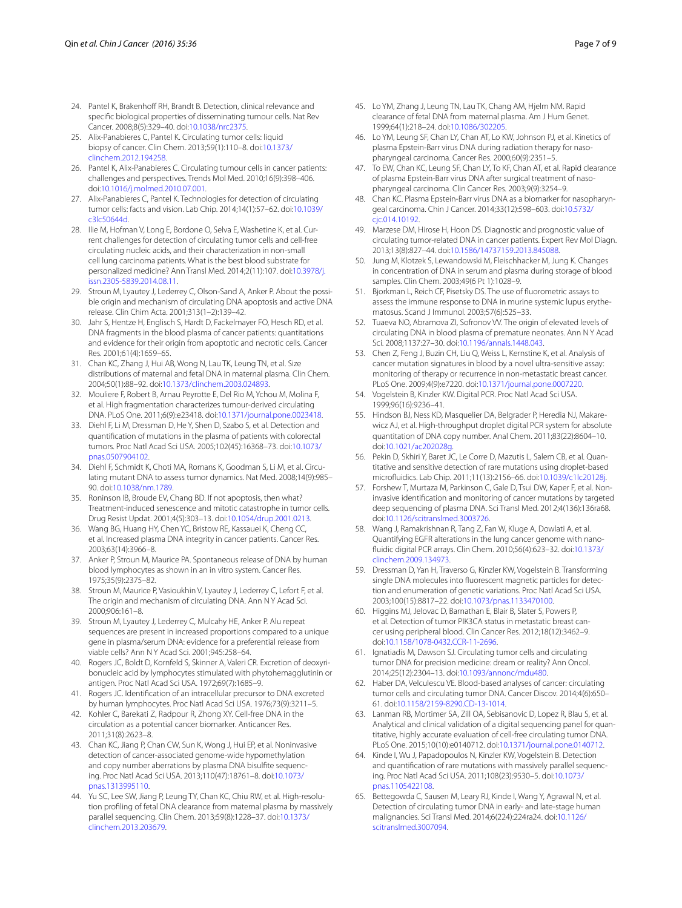24. Pantel K, Brakenhoff RH, Brandt B. Detection, clinical relevance and specific biological properties of disseminating tumour cells. Nat Rev Cancer. 2008;8(5):329–40. doi:10.1038/nrc2375.
25. Alix-Panabieres C, Pantel K. Circulating tumor cells: liquid biopsy of cancer. Clin Chem. 2013;59(1):110–8. doi:10.1373/clinchem.2012.194258.
26. Pantel K, Alix-Panabieres C. Circulating tumour cells in cancer patients: challenges and perspectives. Trends Mol Med. 2010;16(9):398–406. doi:10.1016/j.molmed.2010.07.001.
27. Alix-Panabieres C, Pantel K. Technologies for detection of circulating tumor cells: facts and vision. Lab Chip. 2014;14(1):57–62. doi:10.1039/c3lc50644d.
28. Ilie M, Hofman V, Long E, Bordone O, Selva E, Washetine K, et al. Current challenges for detection of circulating tumor cells and cell-free circulating nucleic acids, and their characterization in non-small cell lung carcinoma patients. What is the best blood substrate for personalized medicine? Ann Transl Med. 2014;2(11):107. doi:10.3978/j.issn.2305-5839.2014.08.11.
29. Stroun M, Lyautey J, Lederrey C, Olson-Sand A, Anker P. About the possible origin and mechanism of circulating DNA apoptosis and active DNA release. Clin Chim Acta. 2001;313(1–2):139–42.
30. Jahr S, Hentze H, Englisch S, Hardt D, Fackelmayer FO, Hesch RD, et al. DNA fragments in the blood plasma of cancer patients: quantitations and evidence for their origin from apoptotic and necrotic cells. Cancer Res. 2001;61(4):1659–65.
31. Chan KC, Zhang J, Hui AB, Wong N, Lau TK, Leung TN, et al. Size distributions of maternal and fetal DNA in maternal plasma. Clin Chem. 2004;50(1):88–92. doi:10.1373/clinchem.2003.024893.
32. Mouliere F, Robert B, Arnau Peyrotte E, Del Rio M, Ychou M, Molina F, et al. High fragmentation characterizes tumour-derived circulating DNA. PLoS One. 2011;6(9):e23418. doi:10.1371/journal.pone.0023418.
33. Diehl F, Li M, Dressman D, He Y, Shen D, Szabo S, et al. Detection and quantification of mutations in the plasma of patients with colorectal tumors. Proc Natl Acad Sci USA. 2005;102(45):16368–73. doi:10.1073/pnas.0507904102.
34. Diehl F, Schmidt K, Choti MA, Romans K, Goodman S, Li M, et al. Circulating mutant DNA to assess tumor dynamics. Nat Med. 2008;14(9):985–90. doi:10.1038/nm.1789.
35. Roninson IB, Broude EV, Chang BD. If not apoptosis, then what? Treatment-induced senescence and mitotic catastrophe in tumor cells. Drug Resist Updat. 2001;4(5):303–13. doi:10.1054/drup.2001.0213.
36. Wang BG, Huang HY, Chen YC, Bristow RE, Kassauei K, Cheng CC, et al. Increased plasma DNA integrity in cancer patients. Cancer Res. 2003;63(14):3966–8.
37. Anker P, Stroun M, Maurice PA. Spontaneous release of DNA by human blood lymphocytes as shown in an in vitro system. Cancer Res. 1975;35(9):2375–82.
38. Stroun M, Maurice P, Vasioukhin V, Lyautey J, Lederrey C, Lefort F, et al. The origin and mechanism of circulating DNA. Ann N Y Acad Sci. 2000;906:161–8.
39. Stroun M, Lyautey J, Lederrey C, Mulcahy HE, Anker P. Alu repeat sequences are present in increased proportions compared to a unique gene in plasma/serum DNA: evidence for a preferential release from viable cells? Ann N Y Acad Sci. 2001;945:258–64.
40. Rogers JC, Boldt D, Kornfeld S, Skinner A, Valeri CR. Excretion of deoxyribonucleic acid by lymphocytes stimulated with phytohemagglutinin or antigen. Proc Natl Acad Sci USA. 1972;69(7):1685–9.
41. Rogers JC. Identification of an intracellular precursor to DNA excreted by human lymphocytes. Proc Natl Acad Sci USA. 1976;73(9):3211–5.
42. Kohler C, Barekati Z, Radpour R, Zhong XY. Cell-free DNA in the circulation as a potential cancer biomarker. Anticancer Res. 2011;31(8):2623–8.
43. Chan KC, Jiang P, Chan CW, Sun K, Wong J, Hui EP, et al. Noninvasive detection of cancer-associated genome-wide hypomethylation and copy number aberrations by plasma DNA bisulfite sequencing. Proc Natl Acad Sci USA. 2013;110(47):18761–8. doi:10.1073/pnas.1313995110.
44. Yu SC, Lee SW, Jiang P, Leung TY, Chan KC, Chiu RW, et al. High-resolution profiling of fetal DNA clearance from maternal plasma by massively parallel sequencing. Clin Chem. 2013;59(8):1228–37. doi:10.1373/clinchem.2013.203679.
45. Lo YM, Zhang J, Leung TN, Lau TK, Chang AM, Hjelm NM. Rapid clearance of fetal DNA from maternal plasma. Am J Hum Genet. 1999;64(1):218–24. doi:10.1086/302205.
46. Lo YM, Leung SF, Chan LY, Chan AT, Lo KW, Johnson PJ, et al. Kinetics of plasma Epstein-Barr virus DNA during radiation therapy for nasopharyngeal carcinoma. Cancer Res. 2000;60(9):2351–5.
47. To EW, Chan KC, Leung SF, Chan LY, To KF, Chan AT, et al. Rapid clearance of plasma Epstein-Barr virus DNA after surgical treatment of nasopharyngeal carcinoma. Clin Cancer Res. 2003;9(9):3254–9.
48. Chan KC. Plasma Epstein-Barr virus DNA as a biomarker for nasopharyngeal carcinoma. Chin J Cancer. 2014;33(12):598–603. doi:10.5732/cjc.014.10192.
49. Marzese DM, Hirose H, Hoon DS. Diagnostic and prognostic value of circulating tumor-related DNA in cancer patients. Expert Rev Mol Diagn. 2013;13(8):827–44. doi:10.1586/14737159.2013.845088.
50. Jung M, Klotzek S, Lewandowski M, Fleischhacker M, Jung K. Changes in concentration of DNA in serum and plasma during storage of blood samples. Clin Chem. 2003;49(6 Pt 1):1028–9.
51. Bjorkman L, Reich CF, Pisetsky DS. The use of fluorometric assays to assess the immune response to DNA in murine systemic lupus erythematosus. Scand J Immunol. 2003;57(6):525–33.
52. Tuaeva NO, Abramova ZI, Sofronov VV. The origin of elevated levels of circulating DNA in blood plasma of premature neonates. Ann N Y Acad Sci. 2008;1137:27–30. doi:10.1196/annals.1448.043.
53. Chen Z, Feng J, Buzin CH, Liu Q, Weiss L, Kernstine K, et al. Analysis of cancer mutation signatures in blood by a novel ultra-sensitive assay: monitoring of therapy or recurrence in non-metastatic breast cancer. PLoS One. 2009;4(9):e7220. doi:10.1371/journal.pone.0007220.
54. Vogelstein B, Kinzler KW. Digital PCR. Proc Natl Acad Sci USA. 1999;96(16):9236–41.
55. Hindson BJ, Ness KD, Masquelier DA, Belgrader P, Heredia NJ, Makarewicz AJ, et al. High-throughput droplet digital PCR system for absolute quantitation of DNA copy number. Anal Chem. 2011;83(22):8604–10. doi:10.1021/ac202028g.
56. Pekin D, Skhiri Y, Baret JC, Le Corre D, Mazutis L, Salem CB, et al. Quantitative and sensitive detection of rare mutations using droplet-based microfluidics. Lab Chip. 2011;11(13):2156–66. doi:10.1039/c1lc20128j.
57. Forshew T, Murtaza M, Parkinson C, Gale D, Tsui DW, Kaper F, et al. Noninvasive identification and monitoring of cancer mutations by targeted deep sequencing of plasma DNA. Sci Transl Med. 2012;4(136):136ra68. doi:10.1126/scitranslmed.3003726.
58. Wang J, Ramakrishnan R, Tang Z, Fan W, Kluge A, Dowlati A, et al. Quantifying EGFR alterations in the lung cancer genome with nanofluidic digital PCR arrays. Clin Chem. 2010;56(4):623–32. doi:10.1373/clinchem.2009.134973.
59. Dressman D, Yan H, Traverso G, Kinzler KW, Vogelstein B. Transforming single DNA molecules into fluorescent magnetic particles for detection and enumeration of genetic variations. Proc Natl Acad Sci USA. 2003;100(15):8817–22. doi:10.1073/pnas.1133470100.
60. Higgins MJ, Jelovac D, Barnathan E, Blair B, Slater S, Powers P, et al. Detection of tumor PIK3CA status in metastatic breast cancer using peripheral blood. Clin Cancer Res. 2012;18(12):3462–9. doi:10.1158/1078-0432.CCR-11-2696.
61. Ignatiadis M, Dawson SJ. Circulating tumor cells and circulating tumor DNA for precision medicine: dream or reality? Ann Oncol. 2014;25(12):2304–13. doi:10.1093/annonc/mdu480.
62. Haber DA, Velculescu VE. Blood-based analyses of cancer: circulating tumor cells and circulating tumor DNA. Cancer Discov. 2014;4(6):650–61. doi:10.1158/2159-8290.CD-13-1014.
63. Lanman RB, Mortimer SA, Zill OA, Sebisanovic D, Lopez R, Blau S, et al. Analytical and clinical validation of a digital sequencing panel for quantitative, highly accurate evaluation of cell-free circulating tumor DNA. PLoS One. 2015;10(10):e0140712. doi:10.1371/journal.pone.0140712.
64. Kinde I, Wu J, Papadopoulos N, Kinzler KW, Vogelstein B. Detection and quantification of rare mutations with massively parallel sequencing. Proc Natl Acad Sci USA. 2011;108(23):9530–5. doi:10.1073/pnas.1105422108.
65. Bettegowda C, Sausen M, Leary RJ, Kinde I, Wang Y, Agrawal N, et al. Detection of circulating tumor DNA in early- and late-stage human malignancies. Sci Transl Med. 2014;6(224):224ra24. doi:10.1126/scitranslmed.3007094.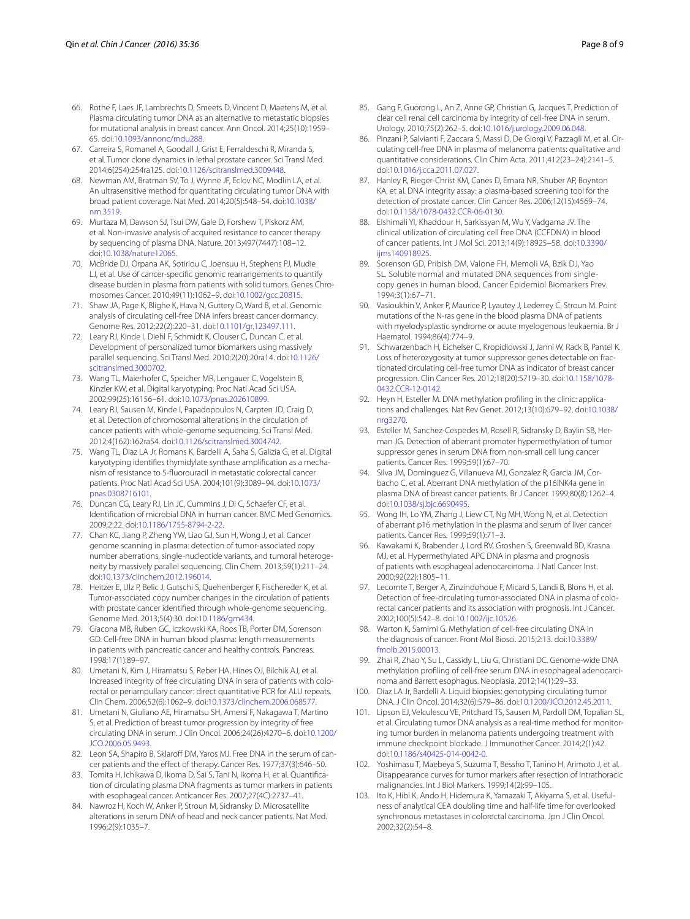66. Rothe F, Laes JF, Lambrechts D, Smeets D, Vincent D, Maetens M, et al. Plasma circulating tumor DNA as an alternative to metastatic biopsies for mutational analysis in breast cancer. Ann Oncol. 2014;25(10):1959–65. doi:10.1093/annonc/mdu288.
67. Carreira S, Romanel A, Goodall J, Grist E, Ferraldeschi R, Miranda S, et al. Tumor clone dynamics in lethal prostate cancer. Sci Transl Med. 2014;6(254):254ra125. doi:10.1126/scitranslmed.3009448.
68. Newman AM, Bratman SV, To J, Wynne JF, Eclov NC, Modlin LA, et al. An ultrasensitive method for quantitating circulating tumor DNA with broad patient coverage. Nat Med. 2014;20(5):548–54. doi:10.1038/nm.3519.
69. Murtaza M, Dawson SJ, Tsui DW, Gale D, Forshew T, Piskorz AM, et al. Non-invasive analysis of acquired resistance to cancer therapy by sequencing of plasma DNA. Nature. 2013;497(7447):108–12. doi:10.1038/nature12065.
70. McBride DJ, Orpana AK, Sotiriou C, Joensuu H, Stephens PJ, Mudie LJ, et al. Use of cancer-specific genomic rearrangements to quantify disease burden in plasma from patients with solid tumors. Genes Chromosomes Cancer. 2010;49(11):1062–9. doi:10.1002/gcc.20815.
71. Shaw JA, Page K, Blighe K, Hava N, Guttery D, Ward B, et al. Genomic analysis of circulating cell-free DNA infers breast cancer dormancy. Genome Res. 2012;22(2):220–31. doi:10.1101/gr.123497.111.
72. Leary RJ, Kinde I, Diehl F, Schmidt K, Clouser C, Duncan C, et al. Development of personalized tumor biomarkers using massively parallel sequencing. Sci Transl Med. 2010;2(20):20ra14. doi:10.1126/scitranslmed.3000702.
73. Wang TL, Maierhofer C, Speicher MR, Lengauer C, Vogelstein B, Kinzler KW, et al. Digital karyotyping. Proc Natl Acad Sci USA. 2002;99(25):16156–61. doi:10.1073/pnas.202610899.
74. Leary RJ, Sausen M, Kinde I, Papadopoulos N, Carpten JD, Craig D, et al. Detection of chromosomal alterations in the circulation of cancer patients with whole-genome sequencing. Sci Transl Med. 2012;4(162):162ra54. doi:10.1126/scitranslmed.3004742.
75. Wang TL, Diaz LA Jr, Romans K, Bardelli A, Saha S, Galizia G, et al. Digital karyotyping identifies thymidylate synthase amplification as a mechanism of resistance to 5-fluorouracil in metastatic colorectal cancer patients. Proc Natl Acad Sci USA. 2004;101(9):3089–94. doi:10.1073/pnas.0308716101.
76. Duncan CG, Leary RJ, Lin JC, Cummins J, Di C, Schaefer CF, et al. Identification of microbial DNA in human cancer. BMC Med Genomics. 2009;2:22. doi:10.1186/1755-8794-2-22.
77. Chan KC, Jiang P, Zheng YW, Liao GJ, Sun H, Wong J, et al. Cancer genome scanning in plasma: detection of tumor-associated copy number aberrations, single-nucleotide variants, and tumoral heterogeneity by massively parallel sequencing. Clin Chem. 2013;59(1):211–24. doi:10.1373/clinchem.2012.196014.
78. Heitzer E, Ulz P, Belic J, Gutschi S, Quehenberger F, Fischereder K, et al. Tumor-associated copy number changes in the circulation of patients with prostate cancer identified through whole-genome sequencing. Genome Med. 2013;5(4):30. doi:10.1186/gm434.
79. Giacona MB, Ruben GC, Iczkowski KA, Roos TB, Porter DM, Sorenson GD. Cell-free DNA in human blood plasma: length measurements in patients with pancreatic cancer and healthy controls. Pancreas. 1998;17(1):89–97.
80. Umetani N, Kim J, Hiramatsu S, Reber HA, Hines OJ, Bilchik AJ, et al. Increased integrity of free circulating DNA in sera of patients with colorectal or periampullary cancer: direct quantitative PCR for ALU repeats. Clin Chem. 2006;52(6):1062–9. doi:10.1373/clinchem.2006.068577.
81. Umetani N, Giuliano AE, Hiramatsu SH, Amersi F, Nakagawa T, Martino S, et al. Prediction of breast tumor progression by integrity of free circulating DNA in serum. J Clin Oncol. 2006;24(26):4270–6. doi:10.1200/JCO.2006.05.9493.
82. Leon SA, Shapiro B, Sklaroff DM, Yaros MJ. Free DNA in the serum of cancer patients and the effect of therapy. Cancer Res. 1977;37(3):646–50.
83. Tomita H, Ichikawa D, Ikoma D, Sai S, Tani N, Ikoma H, et al. Quantification of circulating plasma DNA fragments as tumor markers in patients with esophageal cancer. Anticancer Res. 2007;27(4C):2737–41.
84. Nawroz H, Koch W, Anker P, Stroun M, Sidransky D. Microsatellite alterations in serum DNA of head and neck cancer patients. Nat Med. 1996;2(9):1035–7.
85. Gang F, Guorong L, An Z, Anne GP, Christian G, Jacques T. Prediction of clear cell renal cell carcinoma by integrity of cell-free DNA in serum. Urology. 2010;75(2):262–5. doi:10.1016/j.urology.2009.06.048.
86. Pinzani P, Salvianti F, Zaccara S, Massi D, De Giorgi V, Pazzagli M, et al. Circulating cell-free DNA in plasma of melanoma patients: qualitative and quantitative considerations. Clin Chim Acta. 2011;412(23–24):2141–5. doi:10.1016/j.cca.2011.07.027.
87. Hanley R, Rieger-Christ KM, Canes D, Emara NR, Shuber AP, Boynton KA, et al. DNA integrity assay: a plasma-based screening tool for the detection of prostate cancer. Clin Cancer Res. 2006;12(15):4569–74. doi:10.1158/1078-0432.CCR-06-0130.
88. Elshimali YI, Khaddour H, Sarkissyan M, Wu Y, Vadgama JV. The clinical utilization of circulating cell free DNA (CCFDNA) in blood of cancer patients. Int J Mol Sci. 2013;14(9):18925–58. doi:10.3390/ijms140918925.
89. Sorenson GD, Pribish DM, Valone FH, Memoli VA, Bzik DJ, Yao SL. Soluble normal and mutated DNA sequences from single-copy genes in human blood. Cancer Epidemiol Biomarkers Prev. 1994;3(1):67–71.
90. Vasioukhin V, Anker P, Maurice P, Lyautey J, Lederrey C, Stroun M. Point mutations of the N-ras gene in the blood plasma DNA of patients with myelodysplastic syndrome or acute myelogenous leukaemia. Br J Haematol. 1994;86(4):774–9.
91. Schwarzenbach H, Eichelser C, Kropidlowski J, Janni W, Rack B, Pantel K. Loss of heterozygosity at tumor suppressor genes detectable on fractionated circulating cell-free tumor DNA as indicator of breast cancer progression. Clin Cancer Res. 2012;18(20):5719–30. doi:10.1158/1078-0432.CCR-12-0142.
92. Heyn H, Esteller M. DNA methylation profiling in the clinic: applications and challenges. Nat Rev Genet. 2012;13(10):679–92. doi:10.1038/nrg3270.
93. Esteller M, Sanchez-Cespedes M, Rosell R, Sidransky D, Baylin SB, Herman JG. Detection of aberrant promoter hypermethylation of tumor suppressor genes in serum DNA from non-small cell lung cancer patients. Cancer Res. 1999;59(1):67–70.
94. Silva JM, Dominguez G, Villanueva MJ, Gonzalez R, Garcia JM, Corbacho C, et al. Aberrant DNA methylation of the p16INK4a gene in plasma DNA of breast cancer patients. Br J Cancer. 1999;80(8):1262–4. doi:10.1038/sj.bjc.6690495.
95. Wong IH, Lo YM, Zhang J, Liew CT, Ng MH, Wong N, et al. Detection of aberrant p16 methylation in the plasma and serum of liver cancer patients. Cancer Res. 1999;59(1):71–3.
96. Kawakami K, Brabender J, Lord RV, Groshen S, Greenwald BD, Krasna MJ, et al. Hypermethylated APC DNA in plasma and prognosis of patients with esophageal adenocarcinoma. J Natl Cancer Inst. 2000;92(22):1805–11.
97. Lecomte T, Berger A, Zinzindohoue F, Micard S, Landi B, Blons H, et al. Detection of free-circulating tumor-associated DNA in plasma of colorectal cancer patients and its association with prognosis. Int J Cancer. 2002;100(5):542–8. doi:10.1002/ijc.10526.
98. Warton K, Samimi G. Methylation of cell-free circulating DNA in the diagnosis of cancer. Front Mol Biosci. 2015;2:13. doi:10.3389/fmolb.2015.00013.
99. Zhai R, Zhao Y, Su L, Cassidy L, Liu G, Christiani DC. Genome-wide DNA methylation profiling of cell-free serum DNA in esophageal adenocarcinoma and Barrett esophagus. Neoplasia. 2012;14(1):29–33.
100. Diaz LA Jr, Bardelli A. Liquid biopsies: genotyping circulating tumor DNA. J Clin Oncol. 2014;32(6):579–86. doi:10.1200/JCO.2012.45.2011.
101. Lipson EJ, Velculescu VE, Pritchard TS, Sausen M, Pardoll DM, Topalian SL, et al. Circulating tumor DNA analysis as a real-time method for monitoring tumor burden in melanoma patients undergoing treatment with immune checkpoint blockade. J Immunother Cancer. 2014;2(1):42. doi:10.1186/s40425-014-0042-0.
102. Yoshimasu T, Maebeya S, Suzuma T, Bessho T, Tanino H, Arimoto J, et al. Disappearance curves for tumor markers after resection of intrathoracic malignancies. Int J Biol Markers. 1999;14(2):99–105.
103. Ito K, Hibi K, Ando H, Hidemura K, Yamazaki T, Akiyama S, et al. Usefulness of analytical CEA doubling time and half-life time for overlooked synchronous metastases in colorectal carcinoma. Jpn J Clin Oncol. 2002;32(2):54–8.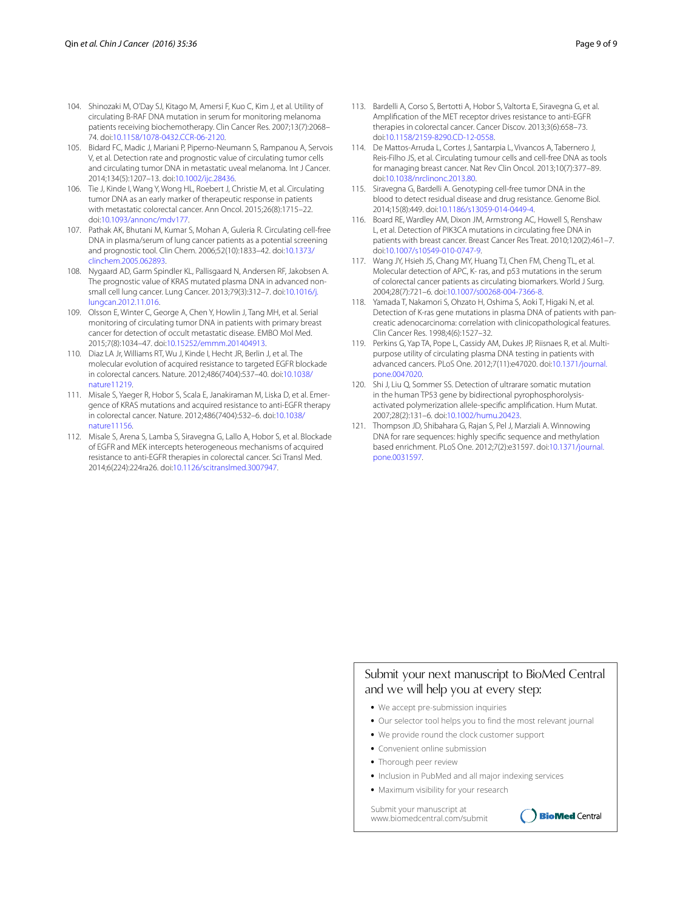104. Shinozaki M, O'Day SJ, Kitago M, Amersi F, Kuo C, Kim J, et al. Utility of circulating B-RAF DNA mutation in serum for monitoring melanoma patients receiving biochemotherapy. Clin Cancer Res. 2007;13(7):2068–74. doi:10.1158/1078-0432.CCR-06-2120.
105. Bidard FC, Madic J, Mariani P, Piperno-Neumann S, Rampanou A, Servois V, et al. Detection rate and prognostic value of circulating tumor cells and circulating tumor DNA in metastatic uveal melanoma. Int J Cancer. 2014;134(5):1207–13. doi:10.1002/ijc.28436.
106. Tie J, Kinde I, Wang Y, Wong HL, Roebert J, Christie M, et al. Circulating tumor DNA as an early marker of therapeutic response in patients with metastatic colorectal cancer. Ann Oncol. 2015;26(8):1715–22. doi:10.1093/annonc/mdv177.
107. Pathak AK, Bhutani M, Kumar S, Mohan A, Guleria R. Circulating cell-free DNA in plasma/serum of lung cancer patients as a potential screening and prognostic tool. Clin Chem. 2006;52(10):1833–42. doi:10.1373/clinchem.2005.062893.
108. Nygaard AD, Garm Spindler KL, Pallisgaard N, Andersen RF, Jakobsen A. The prognostic value of KRAS mutated plasma DNA in advanced non-small cell lung cancer. Lung Cancer. 2013;79(3):312–7. doi:10.1016/j.lungcan.2012.11.016.
109. Olsson E, Winter C, George A, Chen Y, Howlin J, Tang MH, et al. Serial monitoring of circulating tumor DNA in patients with primary breast cancer for detection of occult metastatic disease. EMBO Mol Med. 2015;7(8):1034–47. doi:10.15252/emmm.201404913.
110. Diaz LA Jr, Williams RT, Wu J, Kinde I, Hecht JR, Berlin J, et al. The molecular evolution of acquired resistance to targeted EGFR blockade in colorectal cancers. Nature. 2012;486(7404):537–40. doi:10.1038/nature11219.
111. Misale S, Yaeger R, Hobor S, Scala E, Janakiraman M, Liska D, et al. Emergence of KRAS mutations and acquired resistance to anti-EGFR therapy in colorectal cancer. Nature. 2012;486(7404):532–6. doi:10.1038/nature11156.
112. Misale S, Arena S, Lamba S, Siravegna G, Lallo A, Hobor S, et al. Blockade of EGFR and MEK intercepts heterogeneous mechanisms of acquired resistance to anti-EGFR therapies in colorectal cancer. Sci Transl Med. 2014;6(224):224ra26. doi:10.1126/scitranslmed.3007947.
113. Bardelli A, Corso S, Bertotti A, Hobor S, Valtorta E, Siravegna G, et al. Amplification of the MET receptor drives resistance to anti-EGFR therapies in colorectal cancer. Cancer Discov. 2013;3(6):658–73. doi:10.1158/2159-8290.CD-12-0558.
114. De Mattos-Arruda L, Cortes J, Santarpia L, Vivancos A, Tabernero J, Reis-Filho JS, et al. Circulating tumour cells and cell-free DNA as tools for managing breast cancer. Nat Rev Clin Oncol. 2013;10(7):377–89. doi:10.1038/nrclinonc.2013.80.
115. Siravegna G, Bardelli A. Genotyping cell-free tumor DNA in the blood to detect residual disease and drug resistance. Genome Biol. 2014;15(8):449. doi:10.1186/s13059-014-0449-4.
116. Board RE, Wardley AM, Dixon JM, Armstrong AC, Howell S, Renshaw L, et al. Detection of PIK3CA mutations in circulating free DNA in patients with breast cancer. Breast Cancer Res Treat. 2010;120(2):461–7. doi:10.1007/s10549-010-0747-9.
117. Wang JY, Hsieh JS, Chang MY, Huang TJ, Chen FM, Cheng TL, et al. Molecular detection of APC, K- ras, and p53 mutations in the serum of colorectal cancer patients as circulating biomarkers. World J Surg. 2004;28(7):721–6. doi:10.1007/s00268-004-7366-8.
118. Yamada T, Nakamori S, Ohzato H, Oshima S, Aoki T, Higaki N, et al. Detection of K-ras gene mutations in plasma DNA of patients with pancreatic adenocarcinoma: correlation with clinicopathological features. Clin Cancer Res. 1998;4(6):1527–32.
119. Perkins G, Yap TA, Pope L, Cassidy AM, Dukes JP, Riisnaes R, et al. Multi-purpose utility of circulating plasma DNA testing in patients with advanced cancers. PLoS One. 2012;7(11):e47020. doi:10.1371/journal.pone.0047020.
120. Shi J, Liu Q, Sommer SS. Detection of ultrarare somatic mutation in the human TP53 gene by bidirectional pyrophosphorolysis-activated polymerization allele-specific amplification. Hum Mutat. 2007;28(2):131–6. doi:10.1002/humu.20423.
121. Thompson JD, Shibahara G, Rajan S, Pel J, Marziali A. Winnowing DNA for rare sequences: highly specific sequence and methylation based enrichment. PLoS One. 2012;7(2):e31597. doi:10.1371/journal.pone.0031597.

Submit your next manuscript to BioMed Central and we will help you at every step:

- We accept pre-submission inquiries
- Our selector tool helps you to find the most relevant journal
- We provide round the clock customer support
- Convenient online submission
- Thorough peer review
- Inclusion in PubMed and all major indexing services
- Maximum visibility for your research

Submit your manuscript at
www.biomedcentral.com/submit

BioMed Central